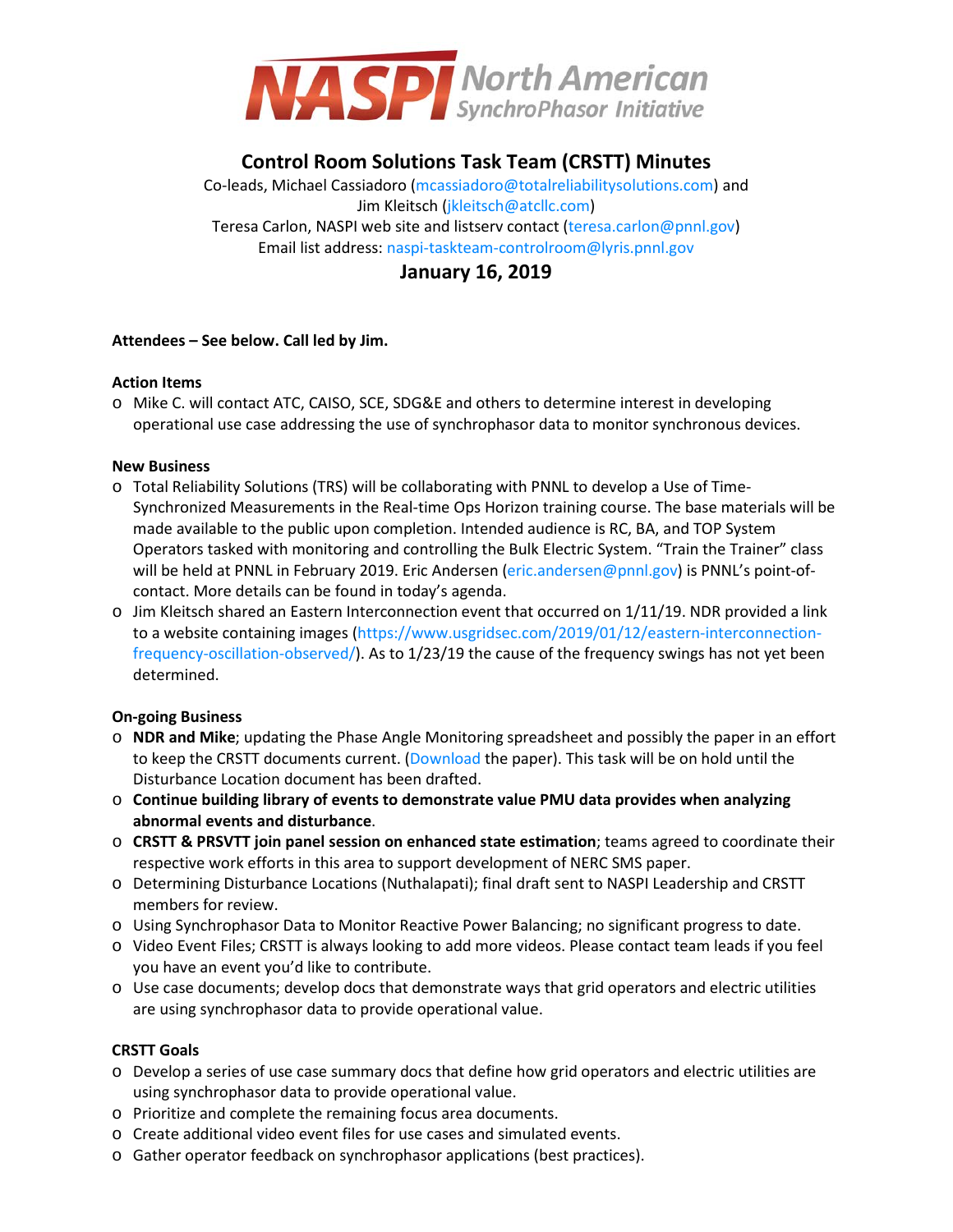# Control Room Solutions Task Team (CRSTT) Minutes

Co-leads, Michael Cassiadoro (mcassiadoro@totalreliabilitysolutions.com) and Jim Kleitsch (jkleitsch@atcllc.com)
Teresa Carlon, NASPI web site and listserv contact (teresa.carlon@pnnl.gov)
Email list address: naspi-taskteam-controlroom@lyris.pnnl.gov

## January 16, 2019

**Attendees – See below. Call led by Jim.**

**Action Items**

- Mike C. will contact ATC, CAISO, SCE, SDG&E and others to determine interest in developing operational use case addressing the use of synchrophasor data to monitor synchronous devices.

**New Business**

- Total Reliability Solutions (TRS) will be collaborating with PNNL to develop a Use of Time-Synchronized Measurements in the Real-time Ops Horizon training course. The base materials will be made available to the public upon completion. Intended audience is RC, BA, and TOP System Operators tasked with monitoring and controlling the Bulk Electric System. "Train the Trainer" class will be held at PNNL in February 2019. Eric Andersen (eric.andersen@pnnl.gov) is PNNL's point-of-contact. More details can be found in today's agenda.
- Jim Kleitsch shared an Eastern Interconnection event that occurred on 1/11/19. NDR provided a link to a website containing images (https://www.usgridsec.com/2019/01/12/eastern-interconnection-frequency-oscillation-observed/). As to 1/23/19 the cause of the frequency swings has not yet been determined.

**On-going Business**

- **NDR and Mike**; updating the Phase Angle Monitoring spreadsheet and possibly the paper in an effort to keep the CRSTT documents current. (Download the paper). This task will be on hold until the Disturbance Location document has been drafted.
- **Continue building library of events to demonstrate value PMU data provides when analyzing abnormal events and disturbance**.
- **CRSTT & PRSVTT join panel session on enhanced state estimation**; teams agreed to coordinate their respective work efforts in this area to support development of NERC SMS paper.
- Determining Disturbance Locations (Nuthalapati); final draft sent to NASPI Leadership and CRSTT members for review.
- Using Synchrophasor Data to Monitor Reactive Power Balancing; no significant progress to date.
- Video Event Files; CRSTT is always looking to add more videos. Please contact team leads if you feel you have an event you'd like to contribute.
- Use case documents; develop docs that demonstrate ways that grid operators and electric utilities are using synchrophasor data to provide operational value.

**CRSTT Goals**

- Develop a series of use case summary docs that define how grid operators and electric utilities are using synchrophasor data to provide operational value.
- Prioritize and complete the remaining focus area documents.
- Create additional video event files for use cases and simulated events.
- Gather operator feedback on synchrophasor applications (best practices).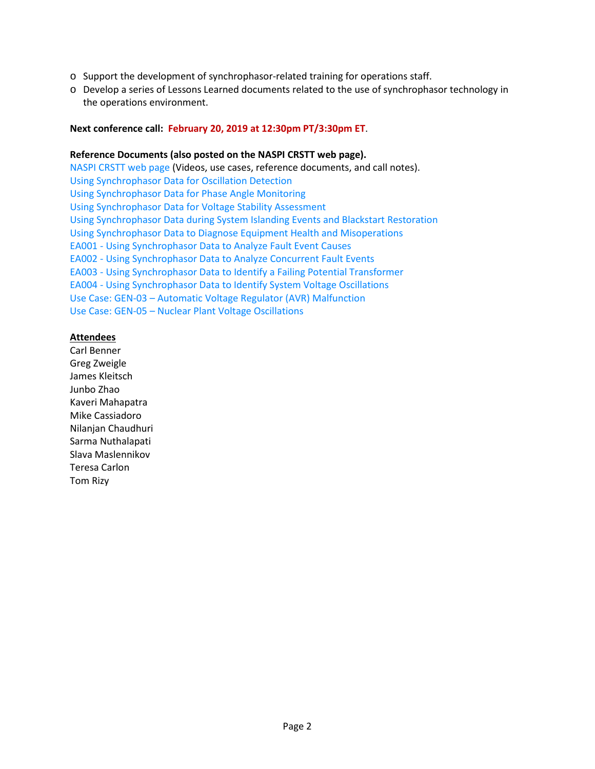- Support the development of synchrophasor-related training for operations staff.
- Develop a series of Lessons Learned documents related to the use of synchrophasor technology in the operations environment.

**Next conference call: February 20, 2019 at 12:30pm PT/3:30pm ET**.

**Reference Documents (also posted on the NASPI CRSTT web page).**

NASPI CRSTT web page (Videos, use cases, reference documents, and call notes).
Using Synchrophasor Data for Oscillation Detection
Using Synchrophasor Data for Phase Angle Monitoring
Using Synchrophasor Data for Voltage Stability Assessment
Using Synchrophasor Data during System Islanding Events and Blackstart Restoration
Using Synchrophasor Data to Diagnose Equipment Health and Misoperations
EA001 - Using Synchrophasor Data to Analyze Fault Event Causes
EA002 - Using Synchrophasor Data to Analyze Concurrent Fault Events
EA003 - Using Synchrophasor Data to Identify a Failing Potential Transformer
EA004 - Using Synchrophasor Data to Identify System Voltage Oscillations
Use Case: GEN-03 – Automatic Voltage Regulator (AVR) Malfunction
Use Case: GEN-05 – Nuclear Plant Voltage Oscillations

**Attendees**

Carl Benner
Greg Zweigle
James Kleitsch
Junbo Zhao
Kaveri Mahapatra
Mike Cassiadoro
Nilanjan Chaudhuri
Sarma Nuthalapati
Slava Maslennikov
Teresa Carlon
Tom Rizy